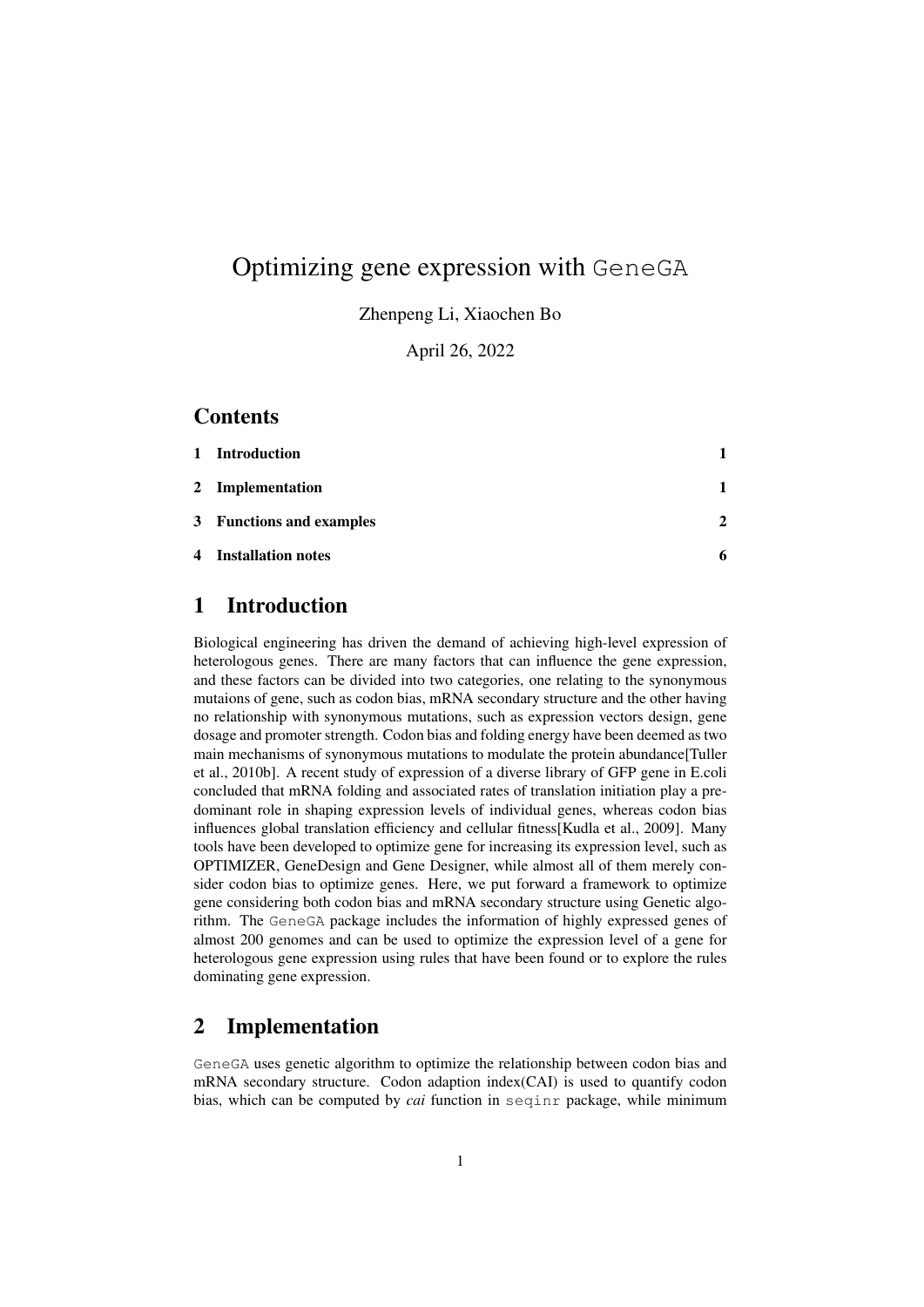# Optimizing gene expression with `GeneGA`

Zhenpeng Li, Xiaochen Bo

April 26, 2022

## Contents

| | | |
|---|---|---|
| 1 | Introduction | 1 |
| 2 | Implementation | 1 |
| 3 | Functions and examples | 2 |
| 4 | Installation notes | 6 |

## 1 Introduction

Biological engineering has driven the demand of achieving high-level expression of heterologous genes. There are many factors that can influence the gene expression, and these factors can be divided into two categories, one relating to the synonymous mutaions of gene, such as codon bias, mRNA secondary structure and the other having no relationship with synonymous mutations, such as expression vectors design, gene dosage and promoter strength. Codon bias and folding energy have been deemed as two main mechanisms of synonymous mutations to modulate the protein abundance[Tuller et al., 2010b]. A recent study of expression of a diverse library of GFP gene in E.coli concluded that mRNA folding and associated rates of translation initiation play a predominant role in shaping expression levels of individual genes, whereas codon bias influences global translation efficiency and cellular fitness[Kudla et al., 2009]. Many tools have been developed to optimize gene for increasing its expression level, such as OPTIMIZER, GeneDesign and Gene Designer, while almost all of them merely consider codon bias to optimize genes. Here, we put forward a framework to optimize gene considering both codon bias and mRNA secondary structure using Genetic algorithm. The `GeneGA` package includes the information of highly expressed genes of almost 200 genomes and can be used to optimize the expression level of a gene for heterologous gene expression using rules that have been found or to explore the rules dominating gene expression.

## 2 Implementation

`GeneGA` uses genetic algorithm to optimize the relationship between codon bias and mRNA secondary structure. Codon adaption index(CAI) is used to quantify codon bias, which can be computed by *cai* function in `seqinr` package, while minimum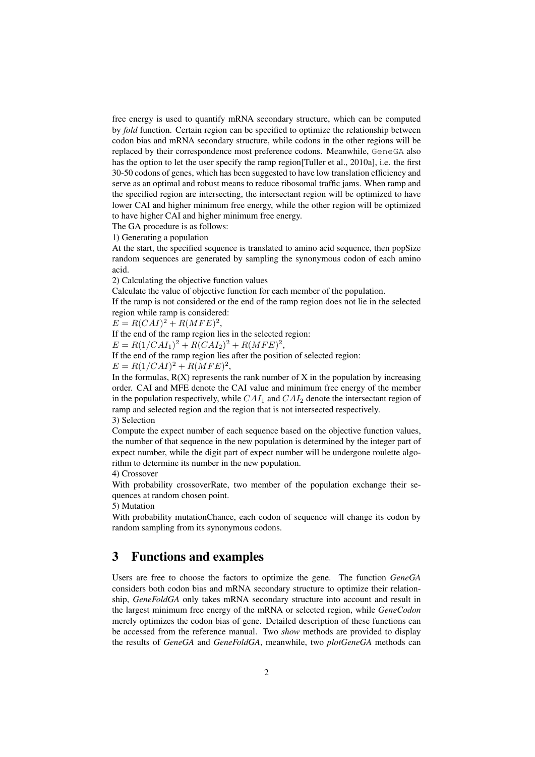free energy is used to quantify mRNA secondary structure, which can be computed by *fold* function. Certain region can be specified to optimize the relationship between codon bias and mRNA secondary structure, while codons in the other regions will be replaced by their correspondence most preference codons. Meanwhile, GeneGA also has the option to let the user specify the ramp region[Tuller et al., 2010a], i.e. the first 30-50 codons of genes, which has been suggested to have low translation efficiency and serve as an optimal and robust means to reduce ribosomal traffic jams. When ramp and the specified region are intersecting, the intersectant region will be optimized to have lower CAI and higher minimum free energy, while the other region will be optimized to have higher CAI and higher minimum free energy.

The GA procedure is as follows:

1) Generating a population

At the start, the specified sequence is translated to amino acid sequence, then popSize random sequences are generated by sampling the synonymous codon of each amino acid.

2) Calculating the objective function values

Calculate the value of objective function for each member of the population.

If the ramp is not considered or the end of the ramp region does not lie in the selected region while ramp is considered:

$E = R(CAI)^2 + R(MFE)^2$,

If the end of the ramp region lies in the selected region:

$E = R(1/CAI_1)^2 + R(CAI_2)^2 + R(MFE)^2$,

If the end of the ramp region lies after the position of selected region:

$E = R(1/CAI)^2 + R(MFE)^2$,

In the formulas, R(X) represents the rank number of X in the population by increasing order. CAI and MFE denote the CAI value and minimum free energy of the member in the population respectively, while $CAI_1$ and $CAI_2$ denote the intersectant region of ramp and selected region and the region that is not intersected respectively.

3) Selection

Compute the expect number of each sequence based on the objective function values, the number of that sequence in the new population is determined by the integer part of expect number, while the digit part of expect number will be undergone roulette algorithm to determine its number in the new population.

4) Crossover

With probability crossoverRate, two member of the population exchange their sequences at random chosen point.

5) Mutation

With probability mutationChance, each codon of sequence will change its codon by random sampling from its synonymous codons.

## 3 Functions and examples

Users are free to choose the factors to optimize the gene. The function *GeneGA* considers both codon bias and mRNA secondary structure to optimize their relationship, *GeneFoldGA* only takes mRNA secondary structure into account and result in the largest minimum free energy of the mRNA or selected region, while *GeneCodon* merely optimizes the codon bias of gene. Detailed description of these functions can be accessed from the reference manual. Two *show* methods are provided to display the results of *GeneGA* and *GeneFoldGA*, meanwhile, two *plotGeneGA* methods can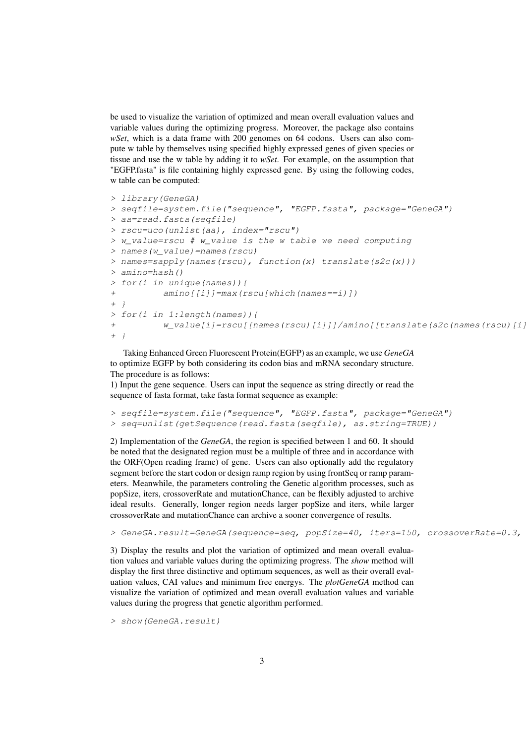be used to visualize the variation of optimized and mean overall evaluation values and variable values during the optimizing progress. Moreover, the package also contains *wSet*, which is a data frame with 200 genomes on 64 codons. Users can also compute w table by themselves using specified highly expressed genes of given species or tissue and use the w table by adding it to *wSet*. For example, on the assumption that "EGFP.fasta" is file containing highly expressed gene. By using the following codes, w table can be computed:

```
> library(GeneGA)
> seqfile=system.file("sequence", "EGFP.fasta", package="GeneGA")
> aa=read.fasta(seqfile)
> rscu=uco(unlist(aa), index="rscu")
> w_value=rscu # w_value is the w table we need computing
> names(w_value)=names(rscu)
> names=sapply(names(rscu), function(x) translate(s2c(x)))
> amino=hash()
> for(i in unique(names)){
+         amino[[i]]=max(rscu[which(names==i)])
+ }
> for(i in 1:length(names)){
+         w_value[i]=rscu[[names(rscu)[i]]]/amino[[translate(s2c(names(rscu)[i]
+ }
```

Taking Enhanced Green Fluorescent Protein(EGFP) as an example, we use *GeneGA* to optimize EGFP by both considering its codon bias and mRNA secondary structure. The procedure is as follows:
1) Input the gene sequence. Users can input the sequence as string directly or read the sequence of fasta format, take fasta format sequence as example:

```
> seqfile=system.file("sequence", "EGFP.fasta", package="GeneGA")
> seq=unlist(getSequence(read.fasta(seqfile), as.string=TRUE))
```

2) Implementation of the *GeneGA*, the region is specified between 1 and 60. It should be noted that the designated region must be a multiple of three and in accordance with the ORF(Open reading frame) of gene. Users can also optionally add the regulatory segment before the start codon or design ramp region by using frontSeq or ramp parameters. Meanwhile, the parameters controling the Genetic algorithm processes, such as popSize, iters, crossoverRate and mutationChance, can be flexibly adjusted to archive ideal results. Generally, longer region needs larger popSize and iters, while larger crossoverRate and mutationChance can archive a sooner convergence of results.

```
> GeneGA.result=GeneGA(sequence=seq, popSize=40, iters=150, crossoverRate=0.3,
```

3) Display the results and plot the variation of optimized and mean overall evaluation values and variable values during the optimizing progress. The *show* method will display the first three distinctive and optimum sequences, as well as their overall evaluation values, CAI values and minimum free energys. The *plotGeneGA* method can visualize the variation of optimized and mean overall evaluation values and variable values during the progress that genetic algorithm performed.

```
> show(GeneGA.result)
```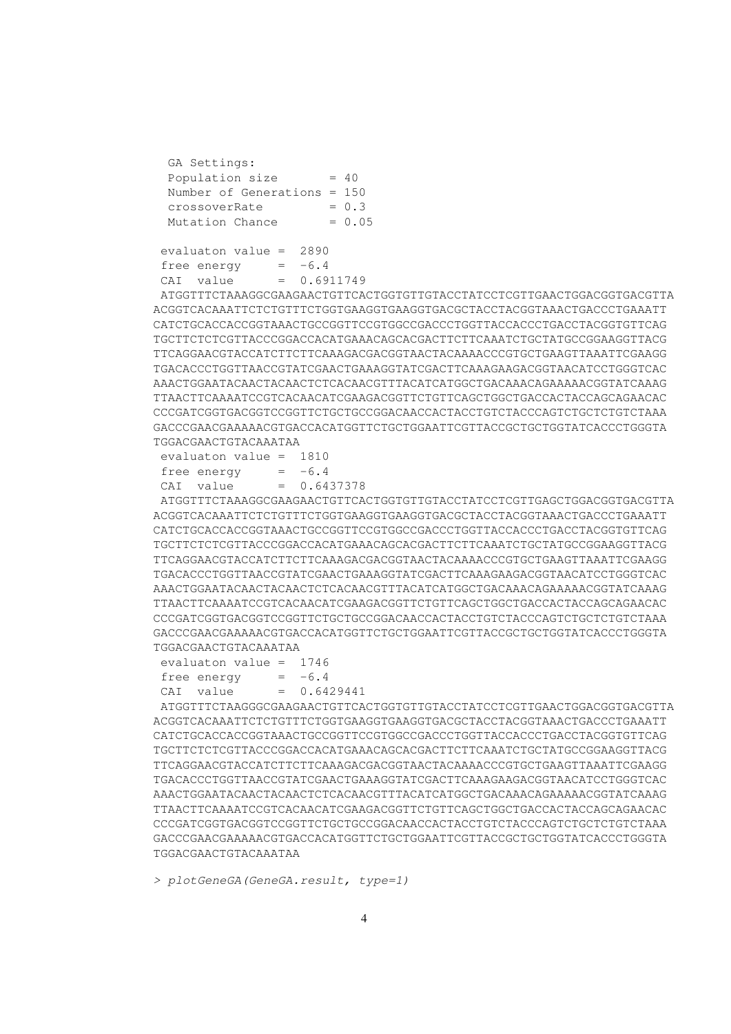```
  GA Settings:
  Population size       = 40
  Number of Generations = 150
  crossoverRate         = 0.3
  Mutation Chance       = 0.05

 evaluaton value =  2890
 free energy     =  -6.4
 CAI  value      =  0.6911749
 ATGGTTTCTAAAGGCGAAGAACTGTTCACTGGTGTTGTACCTATCCTCGTTGAACTGGACGGTGACGTTA
ACGGTCACAAATTCTCTGTTTCTGGTGAAGGTGAAGGTGACGCTACCTACGGTAAACTGACCCTGAAATT
CATCTGCACCACCGGTAAACTGCCGGTTCCGTGGCCGACCCTGGTTACCACCCTGACCTACGGTGTTCAG
TGCTTCTCTCGTTACCCGGACCACATGAAACAGCACGACTTCTTCAAATCTGCTATGCCGGAAGGTTACG
TTCAGGAACGTACCATCTTCTTCAAAGACGACGGTAACTACAAAACCCGTGCTGAAGTTAAATTCGAAGG
TGACACCCTGGTTAACCGTATCGAACTGAAAGGTATCGACTTCAAAGAAGACGGTAACATCCTGGGTCAC
AAACTGGAATACAACTACAACTCTCACAACGTTTACATCATGGCTGACAAACAGAAAAACGGTATCAAAG
TTAACTTCAAAATCCGTCACAACATCGAAGACGGTTCTGTTCAGCTGGCTGACCACTACCAGCAGAACAC
CCCGATCGGTGACGGTCCGGTTCTGCTGCCGGACAACCACTACCTGTCTACCCAGTCTGCTCTGTCTAAA
GACCCGAACGAAAAACGTGACCACATGGTTCTGCTGGAATTCGTTACCGCTGCTGGTATCACCCTGGGTA
TGGACGAACTGTACAAATAA
 evaluaton value =  1810
 free energy     =  -6.4
 CAI  value      =  0.6437378
 ATGGTTTCTAAAGGCGAAGAACTGTTCACTGGTGTTGTACCTATCCTCGTTGAGCTGGACGGTGACGTTA
ACGGTCACAAATTCTCTGTTTCTGGTGAAGGTGAAGGTGACGCTACCTACGGTAAACTGACCCTGAAATT
CATCTGCACCACCGGTAAACTGCCGGTTCCGTGGCCGACCCTGGTTACCACCCTGACCTACGGTGTTCAG
TGCTTCTCTCGTTACCCGGACCACATGAAACAGCACGACTTCTTCAAATCTGCTATGCCGGAAGGTTACG
TTCAGGAACGTACCATCTTCTTCAAAGACGACGGTAACTACAAAACCCGTGCTGAAGTTAAATTCGAAGG
TGACACCCTGGTTAACCGTATCGAACTGAAAGGTATCGACTTCAAAGAAGACGGTAACATCCTGGGTCAC
AAACTGGAATACAACTACAACTCTCACAACGTTTACATCATGGCTGACAAACAGAAAAACGGTATCAAAG
TTAACTTCAAAATCCGTCACAACATCGAAGACGGTTCTGTTCAGCTGGCTGACCACTACCAGCAGAACAC
CCCGATCGGTGACGGTCCGGTTCTGCTGCCGGACAACCACTACCTGTCTACCCAGTCTGCTCTGTCTAAA
GACCCGAACGAAAAACGTGACCACATGGTTCTGCTGGAATTCGTTACCGCTGCTGGTATCACCCTGGGTA
TGGACGAACTGTACAAATAA
 evaluaton value =  1746
 free energy     =  -6.4
 CAI  value      =  0.6429441
 ATGGTTTCTAAGGGCGAAGAACTGTTCACTGGTGTTGTACCTATCCTCGTTGAACTGGACGGTGACGTTA
ACGGTCACAAATTCTCTGTTTCTGGTGAAGGTGAAGGTGACGCTACCTACGGTAAACTGACCCTGAAATT
CATCTGCACCACCGGTAAACTGCCGGTTCCGTGGCCGACCCTGGTTACCACCCTGACCTACGGTGTTCAG
TGCTTCTCTCGTTACCCGGACCACATGAAACAGCACGACTTCTTCAAATCTGCTATGCCGGAAGGTTACG
TTCAGGAACGTACCATCTTCTTCAAAGACGACGGTAACTACAAAACCCGTGCTGAAGTTAAATTCGAAGG
TGACACCCTGGTTAACCGTATCGAACTGAAAGGTATCGACTTCAAAGAAGACGGTAACATCCTGGGTCAC
AAACTGGAATACAACTACAACTCTCACAACGTTTACATCATGGCTGACAAACAGAAAAACGGTATCAAAG
TTAACTTCAAAATCCGTCACAACATCGAAGACGGTTCTGTTCAGCTGGCTGACCACTACCAGCAGAACAC
CCCGATCGGTGACGGTCCGGTTCTGCTGCCGGACAACCACTACCTGTCTACCCAGTCTGCTCTGTCTAAA
GACCCGAACGAAAAACGTGACCACATGGTTCTGCTGGAATTCGTTACCGCTGCTGGTATCACCCTGGGTA
TGGACGAACTGTACAAATAA

> plotGeneGA(GeneGA.result, type=1)
```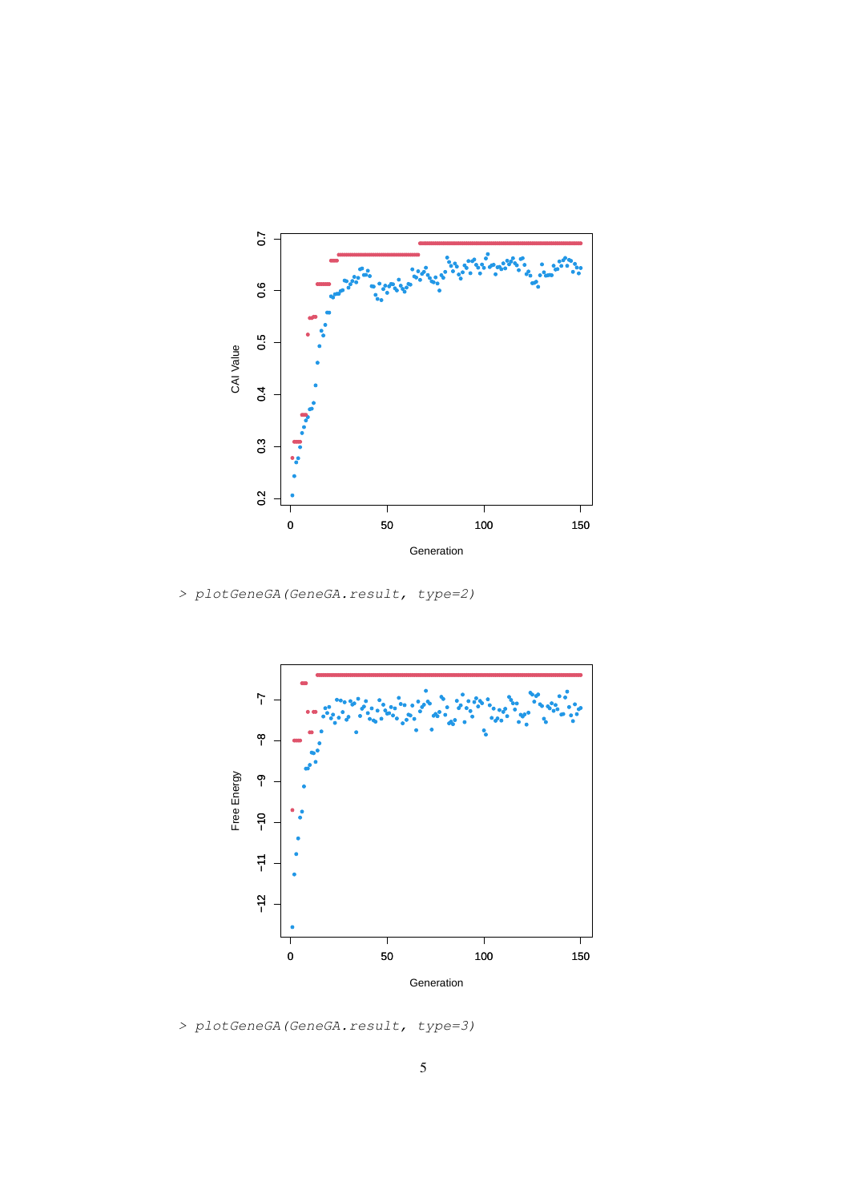```
> plotGeneGA(GeneGA.result, type=2)
```

```
> plotGeneGA(GeneGA.result, type=3)
```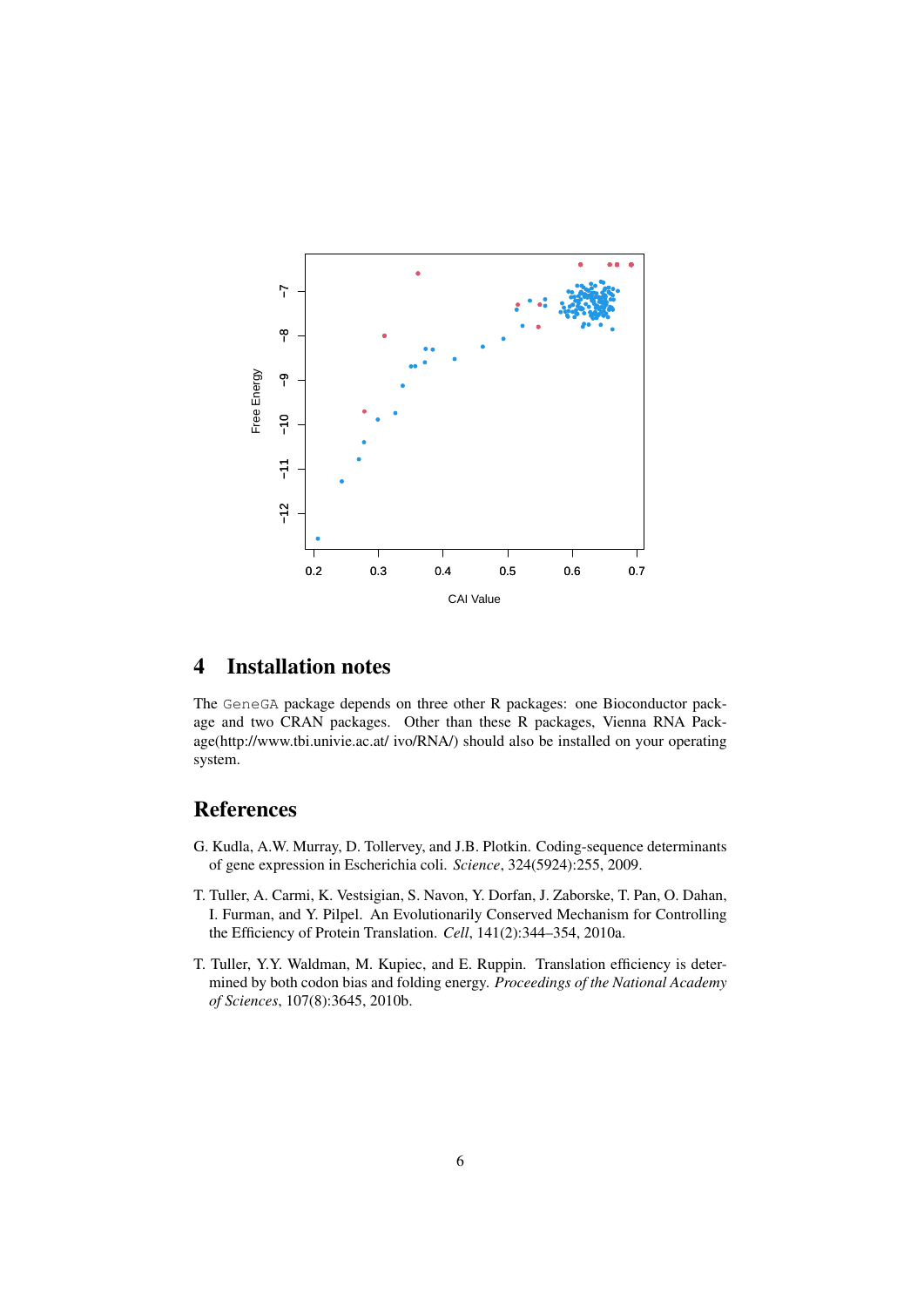Free Energy

-7
-8
-9
-10
-11
-12

0.2
0.3
0.4
0.5
0.6
0.7

CAI Value

## 4 Installation notes

The GeneGA package depends on three other R packages: one Bioconductor package and two CRAN packages. Other than these R packages, Vienna RNA Package(http://www.tbi.univie.ac.at/ ivo/RNA/) should also be installed on your operating system.

## References

G. Kudla, A.W. Murray, D. Tollervey, and J.B. Plotkin. Coding-sequence determinants of gene expression in Escherichia coli. *Science*, 324(5924):255, 2009.

T. Tuller, A. Carmi, K. Vestsigian, S. Navon, Y. Dorfan, J. Zaborske, T. Pan, O. Dahan, I. Furman, and Y. Pilpel. An Evolutionarily Conserved Mechanism for Controlling the Efficiency of Protein Translation. *Cell*, 141(2):344–354, 2010a.

T. Tuller, Y.Y. Waldman, M. Kupiec, and E. Ruppin. Translation efficiency is determined by both codon bias and folding energy. *Proceedings of the National Academy of Sciences*, 107(8):3645, 2010b.